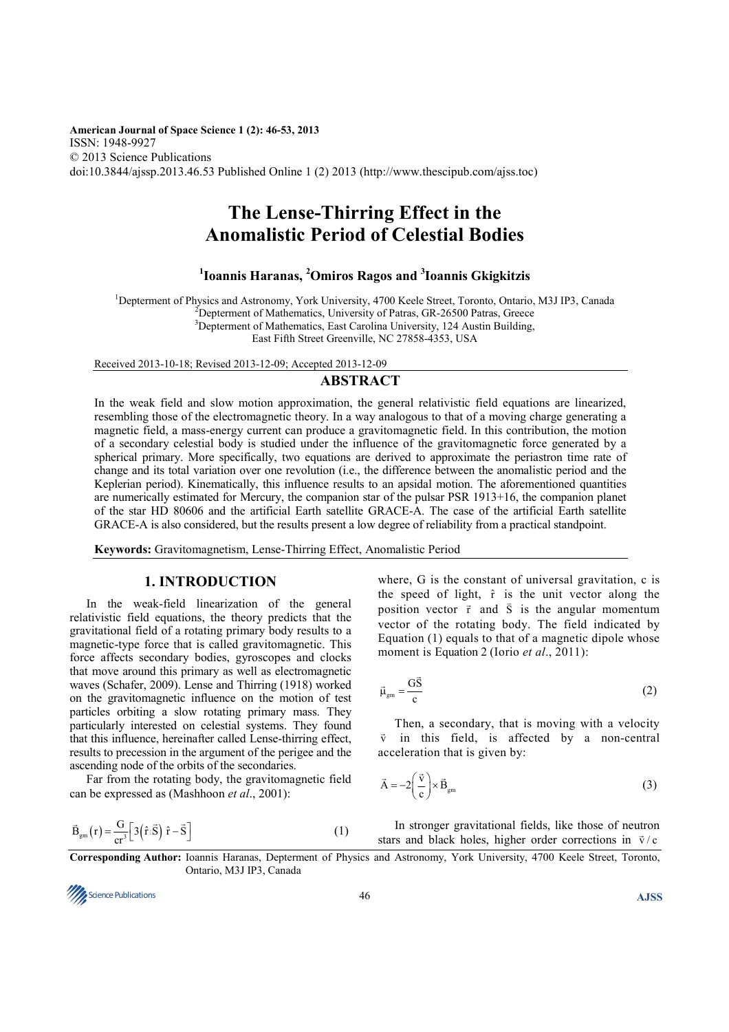American Journal of Space Science 1 (2): 46-53, 2013
ISSN: 1948-9927
© 2013 Science Publications
doi:10.3844/ajssp.2013.46.53 Published Online 1 (2) 2013 (http://www.thescipub.com/ajss.toc)

# The Lense-Thirring Effect in the Anomalistic Period of Celestial Bodies

**[1]Ioannis Haranas, [2]Omiros Ragos and [3]Ioannis Gkigkitzis**

[1]Depterment of Physics and Astronomy, York University, 4700 Keele Street, Toronto, Ontario, M3J IP3, Canada
[2]Depterment of Mathematics, University of Patras, GR-26500 Patras, Greece
[3]Depterment of Mathematics, East Carolina University, 124 Austin Building, East Fifth Street Greenville, NC 27858-4353, USA

Received 2013-10-18; Revised 2013-12-09; Accepted 2013-12-09

## ABSTRACT

In the weak field and slow motion approximation, the general relativistic field equations are linearized, resembling those of the electromagnetic theory. In a way analogous to that of a moving charge generating a magnetic field, a mass-energy current can produce a gravitomagnetic field. In this contribution, the motion of a secondary celestial body is studied under the influence of the gravitomagnetic force generated by a spherical primary. More specifically, two equations are derived to approximate the periastron time rate of change and its total variation over one revolution (i.e., the difference between the anomalistic period and the Keplerian period). Kinematically, this influence results to an apsidal motion. The aforementioned quantities are numerically estimated for Mercury, the companion star of the pulsar PSR 1913+16, the companion planet of the star HD 80606 and the artificial Earth satellite GRACE-A. The case of the artificial Earth satellite GRACE-A is also considered, but the results present a low degree of reliability from a practical standpoint.

**Keywords:** Gravitomagnetism, Lense-Thirring Effect, Anomalistic Period

## 1. INTRODUCTION

In the weak-field linearization of the general relativistic field equations, the theory predicts that the gravitational field of a rotating primary body results to a magnetic-type force that is called gravitomagnetic. This force affects secondary celestial bodies, gyroscopes and clocks that move around this primary as well as electromagnetic waves (Schafer, 2009). Lense and Thirring (1918) worked on the gravitomagnetic influence on the motion of test particles orbiting a slow rotating primary mass. They particularly interested on celestial systems. They found that this influence, hereinafter called Lense-thirring effect, results to precession in the argument of the perigee and the ascending node of the orbits of the secondaries.

Far from the rotating body, the gravitomagnetic field can be expressed as (Mashhoon *et al*., 2001):

$$\vec{B}_{gm}(r) = \frac{G}{cr^3}\left[3\left(\hat{r}\cdot\vec{S}\right)\hat{r} - \vec{S}\right] \tag{1}$$

where, G is the constant of universal gravitation, c is the speed of light, $\hat{r}$ is the unit vector along the position vector $\vec{r}$ and $\vec{S}$ is the angular momentum vector of the rotating body. The field indicated by Equation (1) equals to that of a magnetic dipole whose moment is Equation 2 (Iorio *et al*., 2011):

$$\vec{\mu}_{gm} = \frac{G\vec{S}}{c} \tag{2}$$

Then, a secondary, that is moving with a velocity $\vec{v}$ in this field, is affected by a non-central acceleration that is given by:

$$\vec{A} = -2\left(\frac{\vec{v}}{c}\right)\times\vec{B}_{gm} \tag{3}$$

In stronger gravitational fields, like those of neutron stars and black holes, higher order corrections in $\vec{v}/c$

**Corresponding Author:** Ioannis Haranas, Depterment of Physics and Astronomy, York University, 4700 Keele Street, Toronto, Ontario, M3J IP3, Canada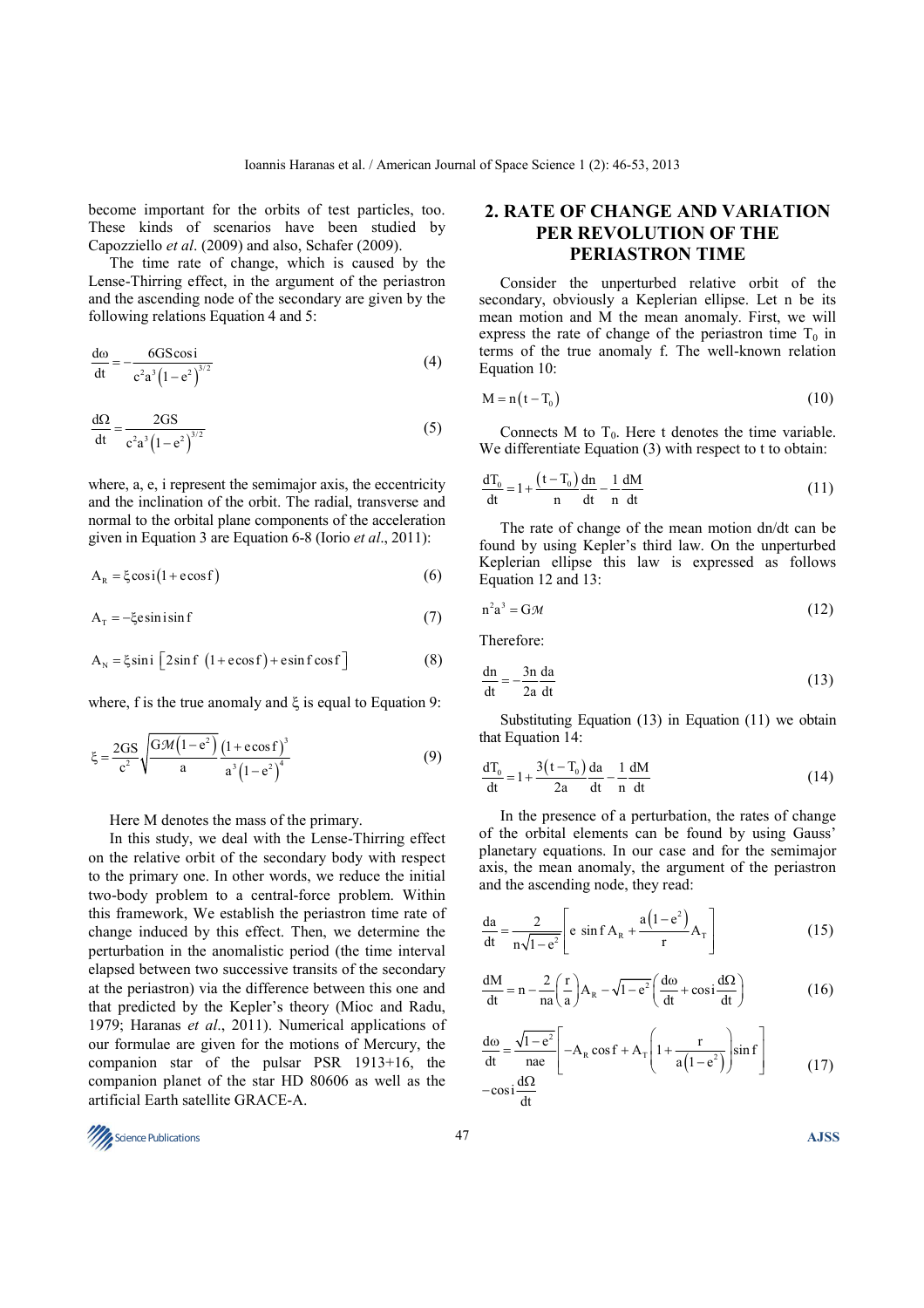become important for the orbits of test particles, too. These kinds of scenarios have been studied by Capozziello *et al*. (2009) and also, Schafer (2009).

The time rate of change, which is caused by the Lense-Thirring effect, in the argument of the periastron and the ascending node of the secondary are given by the following relations Equation 4 and 5:

$$\frac{d\omega}{dt} = -\frac{6GS\cos i}{c^2 a^3 \left(1-e^2\right)^{3/2}} \tag{4}$$

$$\frac{d\Omega}{dt} = \frac{2GS}{c^2 a^3 \left(1-e^2\right)^{3/2}} \tag{5}$$

where, a, e, i represent the semimajor axis, the eccentricity and the inclination of the orbit. The radial, transverse and normal to the orbital plane components of the acceleration given in Equation 3 are Equation 6-8 (Iorio *et al*., 2011):

$$A_R = \xi \cos i \left(1 + e\cos f\right) \tag{6}$$

$$A_T = -\xi e \sin i \sin f \tag{7}$$

$$A_N = \xi \sin i \left[2\sin f \left(1 + e\cos f\right) + e\sin f \cos f\right] \tag{8}$$

where, f is the true anomaly and $\xi$ is equal to Equation 9:

$$\xi = \frac{2GS}{c^2}\sqrt{\frac{G\mathcal{M}\left(1-e^2\right)}{a}}\frac{\left(1+e\cos f\right)^3}{a^3\left(1-e^2\right)^4} \tag{9}$$

Here M denotes the mass of the primary.

In this study, we deal with the Lense-Thirring effect on the relative orbit of the secondary body with respect to the primary one. In other words, we reduce the initial two-body problem to a central-force problem. Within this framework, We establish the periastron time rate of change induced by this effect. Then, we determine the perturbation in the anomalistic period (the time interval elapsed between two successive transits of the secondary at the periastron) via the difference between this one and that predicted by the Kepler's theory (Mioc and Radu, 1979; Haranas *et al*., 2011). Numerical applications of our formulae are given for the motions of Mercury, the companion star of the pulsar PSR 1913+16, the companion planet of the star HD 80606 as well as the artificial Earth satellite GRACE-A.

## 2. RATE OF CHANGE AND VARIATION PER REVOLUTION OF THE PERIASTRON TIME

Consider the unperturbed relative orbit of the secondary, obviously a Keplerian ellipse. Let n be its mean motion and M the mean anomaly. First, we will express the rate of change of the periastron time $T_0$ in terms of the true anomaly f. The well-known relation Equation 10:

$$M = n\left(t - T_0\right) \tag{10}$$

Connects M to $T_0$. Here t denotes the time variable. We differentiate Equation (3) with respect to t to obtain:

$$\frac{dT_0}{dt} = 1 + \frac{\left(t-T_0\right)}{n}\frac{dn}{dt} - \frac{1}{n}\frac{dM}{dt} \tag{11}$$

The rate of change of the mean motion dn/dt can be found by using Kepler's third law. On the unperturbed Keplerian ellipse this law is expressed as follows Equation 12 and 13:

$$n^2 a^3 = G\mathcal{M} \tag{12}$$

Therefore:

$$\frac{dn}{dt} = -\frac{3n}{2a}\frac{da}{dt} \tag{13}$$

Substituting Equation (13) in Equation (11) we obtain that Equation 14:

$$\frac{dT_0}{dt} = 1 + \frac{3\left(t-T_0\right)}{2a}\frac{da}{dt} - \frac{1}{n}\frac{dM}{dt} \tag{14}$$

In the presence of a perturbation, the rates of change of the orbital elements can be found by using Gauss' planetary equations. In our case and for the semimajor axis, the mean anomaly, the argument of the periastron and the ascending node, they read:

$$\frac{da}{dt} = \frac{2}{n\sqrt{1-e^2}}\left[e\ \sin f\, A_R + \frac{a\left(1-e^2\right)}{r}A_T\right] \tag{15}$$

$$\frac{dM}{dt} = n - \frac{2}{na}\left(\frac{r}{a}\right)A_R - \sqrt{1-e^2}\left(\frac{d\omega}{dt} + \cos i\frac{d\Omega}{dt}\right) \tag{16}$$

$$\frac{d\omega}{dt} = \frac{\sqrt{1-e^2}}{nae}\left[-A_R\cos f + A_T\left(1 + \frac{r}{a\left(1-e^2\right)}\right)\sin f\right] - \cos i\frac{d\Omega}{dt} \tag{17}$$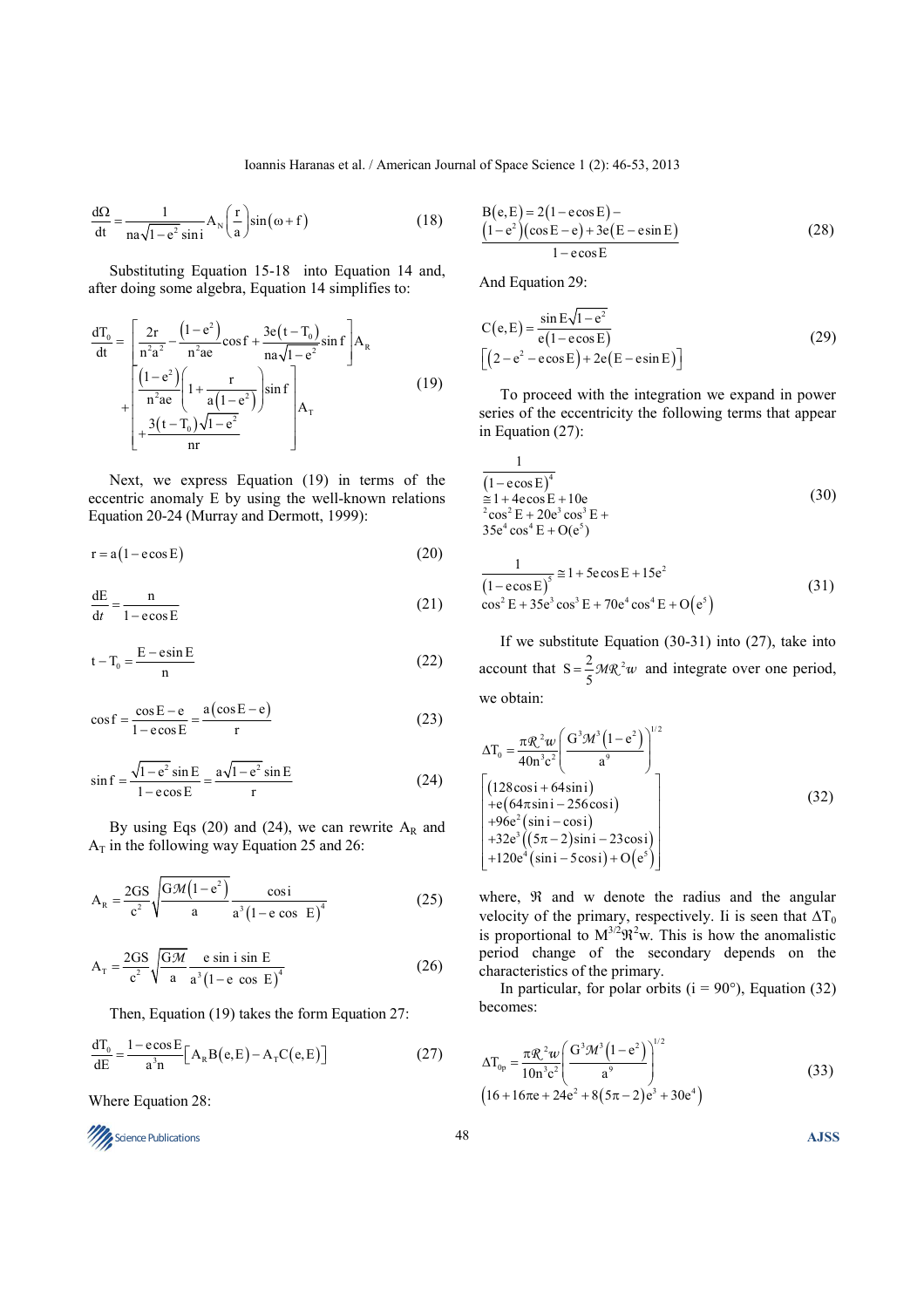$$\frac{d\Omega}{dt} = \frac{1}{na\sqrt{1-e^2}\sin i} A_N \left(\frac{r}{a}\right)\sin(\omega + f) \tag{18}$$

Substituting Equation 15-18 into Equation 14 and, after doing some algebra, Equation 14 simplifies to:

$$\frac{dT_0}{dt} = \left[\frac{2r}{n^2a^2} - \frac{(1-e^2)}{n^2ae}\cos f + \frac{3e(t-T_0)}{na\sqrt{1-e^2}}\sin f\right]A_R + \left[\frac{(1-e^2)}{n^2ae}\left(1+\frac{r}{a(1-e^2)}\right)\sin f + \frac{3(t-T_0)\sqrt{1-e^2}}{nr}\right]A_T \tag{19}$$

Next, we express Equation (19) in terms of the eccentric anomaly E by using the well-known relations Equation 20-24 (Murray and Dermott, 1999):

$$r = a(1-e\cos E) \tag{20}$$

$$\frac{dE}{dt} = \frac{n}{1-e\cos E} \tag{21}$$

$$t - T_0 = \frac{E - e\sin E}{n} \tag{22}$$

$$\cos f = \frac{\cos E - e}{1 - e\cos E} = \frac{a(\cos E - e)}{r} \tag{23}$$

$$\sin f = \frac{\sqrt{1-e^2}\sin E}{1-e\cos E} = \frac{a\sqrt{1-e^2}\sin E}{r} \tag{24}$$

By using Eqs (20) and (24), we can rewrite $A_R$ and $A_T$ in the following way Equation 25 and 26:

$$A_R = \frac{2GS}{c^2}\sqrt{\frac{G\mathcal{M}(1-e^2)}{a}}\frac{\cos i}{a^3(1-e\cos E)^4} \tag{25}$$

$$A_T = \frac{2GS}{c^2}\sqrt{\frac{G\mathcal{M}}{a}}\frac{e\sin i\sin E}{a^3(1-e\cos E)^4} \tag{26}$$

Then, Equation (19) takes the form Equation 27:

$$\frac{dT_0}{dE} = \frac{1-e\cos E}{a^3 n}\left[A_R B(e,E) - A_T C(e,E)\right] \tag{27}$$

Where Equation 28:

$$B(e,E) = 2(1-e\cos E) - \frac{(1-e^2)(\cos E - e) + 3e(E - e\sin E)}{1-e\cos E} \tag{28}$$

And Equation 29:

$$C(e,E) = \frac{\sin E\sqrt{1-e^2}}{e(1-e\cos E)}\left[(2-e^2-e\cos E) + 2e(E - e\sin E)\right] \tag{29}$$

To proceed with the integration we expand in power series of the eccentricity the following terms that appear in Equation (27):

$$\frac{1}{(1-e\cos E)^4} \cong 1 + 4e\cos E + 10e^2\cos^2 E + 20e^3\cos^3 E + 35e^4\cos^4 E + O(e^5) \tag{30}$$

$$\frac{1}{(1-e\cos E)^5} \cong 1 + 5e\cos E + 15e^2\cos^2 E + 35e^3\cos^3 E + 70e^4\cos^4 E + O(e^5) \tag{31}$$

If we substitute Equation (30-31) into (27), take into account that $S = \frac{2}{5}\mathcal{M}\mathcal{R}^2 w$ and integrate over one period, we obtain:

$$\Delta T_0 = \frac{\pi\mathcal{R}^2 w}{40n^3c^2}\left(\frac{G^3\mathcal{M}^3(1-e^2)}{a^9}\right)^{1/2}\left[\begin{array}{l}(128\cos i + 64\sin i) \\ +e(64\pi\sin i - 256\cos i) \\ +96e^2(\sin i - \cos i) \\ +32e^3((5\pi-2)\sin i - 23\cos i) \\ +120e^4(\sin i - 5\cos i) + O(e^5)\end{array}\right] \tag{32}$$

where, $\Re$ and w denote the radius and the angular velocity of the primary, respectively. Ii is seen that $\Delta T_0$ is proportional to $M^{3/2}\Re^2 w$. This is how the anomalistic period change of the secondary depends on the characteristics of the primary.

In particular, for polar orbits ($i = 90°$), Equation (32) becomes:

$$\Delta T_{0p} = \frac{\pi\mathcal{R}^2 w}{10n^3c^2}\left(\frac{G^3\mathcal{M}^3(1-e^2)}{a^9}\right)^{1/2}\left(16 + 16\pi e + 24e^2 + 8(5\pi-2)e^3 + 30e^4\right) \tag{33}$$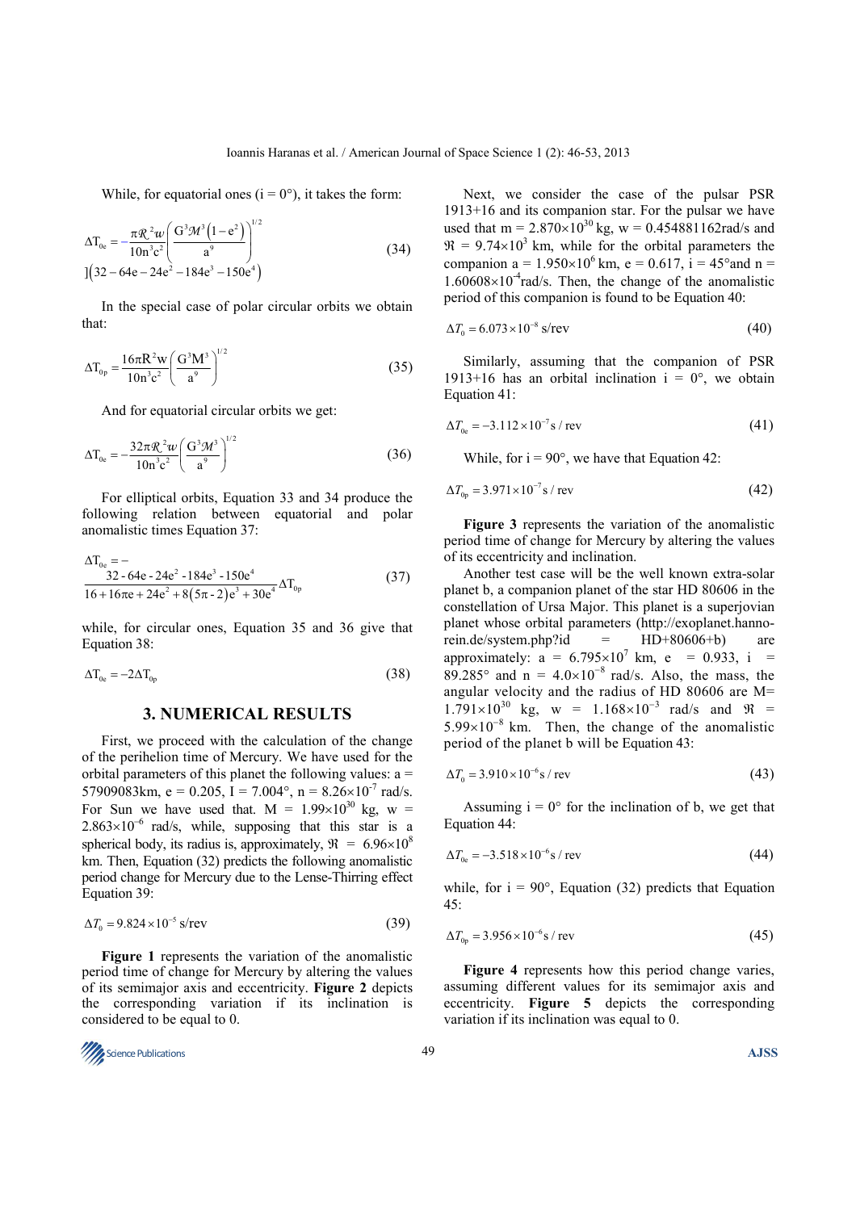While, for equatorial ones ($i = 0°$), it takes the form:

$$\Delta T_{0e} = -\frac{\pi \mathcal{R}^2 w}{10n^3c^2}\left(\frac{G^3\mathcal{M}^3\left(1-e^2\right)}{a^9}\right)^{1/2}$$
$$]\left(32 - 64e - 24e^2 - 184e^3 - 150e^4\right) \tag{34}$$

In the special case of polar circular orbits we obtain that:

$$\Delta T_{0p} = \frac{16\pi R^2 w}{10n^3c^2}\left(\frac{G^3M^3}{a^9}\right)^{1/2} \tag{35}$$

And for equatorial circular orbits we get:

$$\Delta T_{0e} = -\frac{32\pi \mathcal{R}^2 w}{10n^3c^2}\left(\frac{G^3\mathcal{M}^3}{a^9}\right)^{1/2} \tag{36}$$

For elliptical orbits, Equation 33 and 34 produce the following relation between equatorial and polar anomalistic times Equation 37:

$$\Delta T_{0_e} = -\frac{32 - 64e - 24e^2 - 184e^3 - 150e^4}{16 + 16\pi e + 24e^2 + 8\left(5\pi - 2\right)e^3 + 30e^4}\Delta T_{0_p} \tag{37}$$

while, for circular ones, Equation 35 and 36 give that Equation 38:

$$\Delta T_{0_e} = -2\Delta T_{0_p} \tag{38}$$

## 3. NUMERICAL RESULTS

First, we proceed with the calculation of the change of the perihelion time of Mercury. We have used for the orbital parameters of this planet the following values: $a = 57909083$km, $e = 0.205$, $I = 7.004°$, $n = 8.26\times10^{-7}$ rad/s. For Sun we have used that. $M = 1.99\times10^{30}$ kg, $w = 2.863\times10^{-6}$ rad/s, while, supposing that this star is a spherical body, its radius is, approximately, $\Re = 6.96\times10^{8}$ km. Then, Equation (32) predicts the following anomalistic period change for Mercury due to the Lense-Thirring effect Equation 39:

$$\Delta T_0 = 9.824\times10^{-5} \text{ s/rev} \tag{39}$$

**Figure 1** represents the variation of the anomalistic period time of change for Mercury by altering the values of its semimajor axis and eccentricity. **Figure 2** depicts the corresponding variation if its inclination is considered to be equal to 0.

Next, we consider the case of the pulsar PSR 1913+16 and its companion star. For the pulsar we have used that $m = 2.870\times10^{30}$ kg, $w = 0.454881162$rad/s and $\Re = 9.74\times10^{3}$ km, while for the orbital parameters the companion $a = 1.950\times10^{6}$ km, $e = 0.617$, $i = 45°$and $n = 1.60608\times10^{-4}$rad/s. Then, the change of the anomalistic period of this companion is found to be Equation 40:

$$\Delta T_0 = 6.073\times10^{-8} \text{ s/rev} \tag{40}$$

Similarly, assuming that the companion of PSR 1913+16 has an orbital inclination $i = 0°$, we obtain Equation 41:

$$\Delta T_{0e} = -3.112\times10^{-7} \text{s / rev} \tag{41}$$

While, for $i = 90°$, we have that Equation 42:

$$\Delta T_{0p} = 3.971\times10^{-7} \text{s / rev} \tag{42}$$

**Figure 3** represents the variation of the anomalistic period time of change for Mercury by altering the values of its eccentricity and inclination.

Another test case will be the well known extra-solar planet b, a companion planet of the star HD 80606 in the constellation of Ursa Major. This planet is a superjovian planet whose orbital parameters (http://exoplanet.hanno-rein.de/system.php?id = HD+80606+b) are approximately: $a = 6.795\times10^{7}$ km, $e = 0.933$, $i = 89.285°$ and $n = 4.0\times10^{-8}$ rad/s. Also, the mass, the angular velocity and the radius of HD 80606 are $M = 1.791\times10^{30}$ kg, $w = 1.168\times10^{-3}$ rad/s and $\Re = 5.99\times10^{-8}$ km. Then, the change of the anomalistic period of the planet b will be Equation 43:

$$\Delta T_0 = 3.910\times10^{-6} \text{s / rev} \tag{43}$$

Assuming $i = 0°$ for the inclination of b, we get that Equation 44:

$$\Delta T_{0e} = -3.518\times10^{-6} \text{s / rev} \tag{44}$$

while, for $i = 90°$, Equation (32) predicts that Equation 45:

$$\Delta T_{0p} = 3.956\times10^{-6} \text{s / rev} \tag{45}$$

**Figure 4** represents how this period change varies, assuming different values for its semimajor axis and eccentricity. **Figure 5** depicts the corresponding variation if its inclination was equal to 0.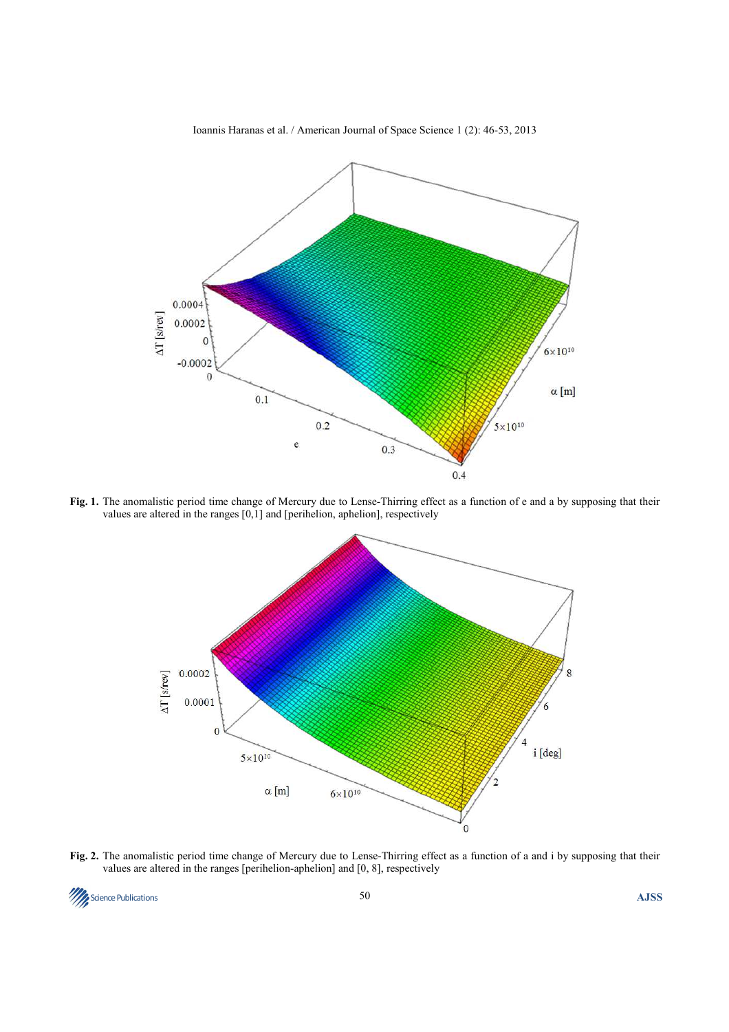**Fig. 1.** The anomalistic period time change of Mercury due to Lense-Thirring effect as a function of e and a by supposing that their values are altered in the ranges [0,1] and [perihelion, aphelion], respectively

**Fig. 2.** The anomalistic period time change of Mercury due to Lense-Thirring effect as a function of a and i by supposing that their values are altered in the ranges [perihelion-aphelion] and [0, 8], respectively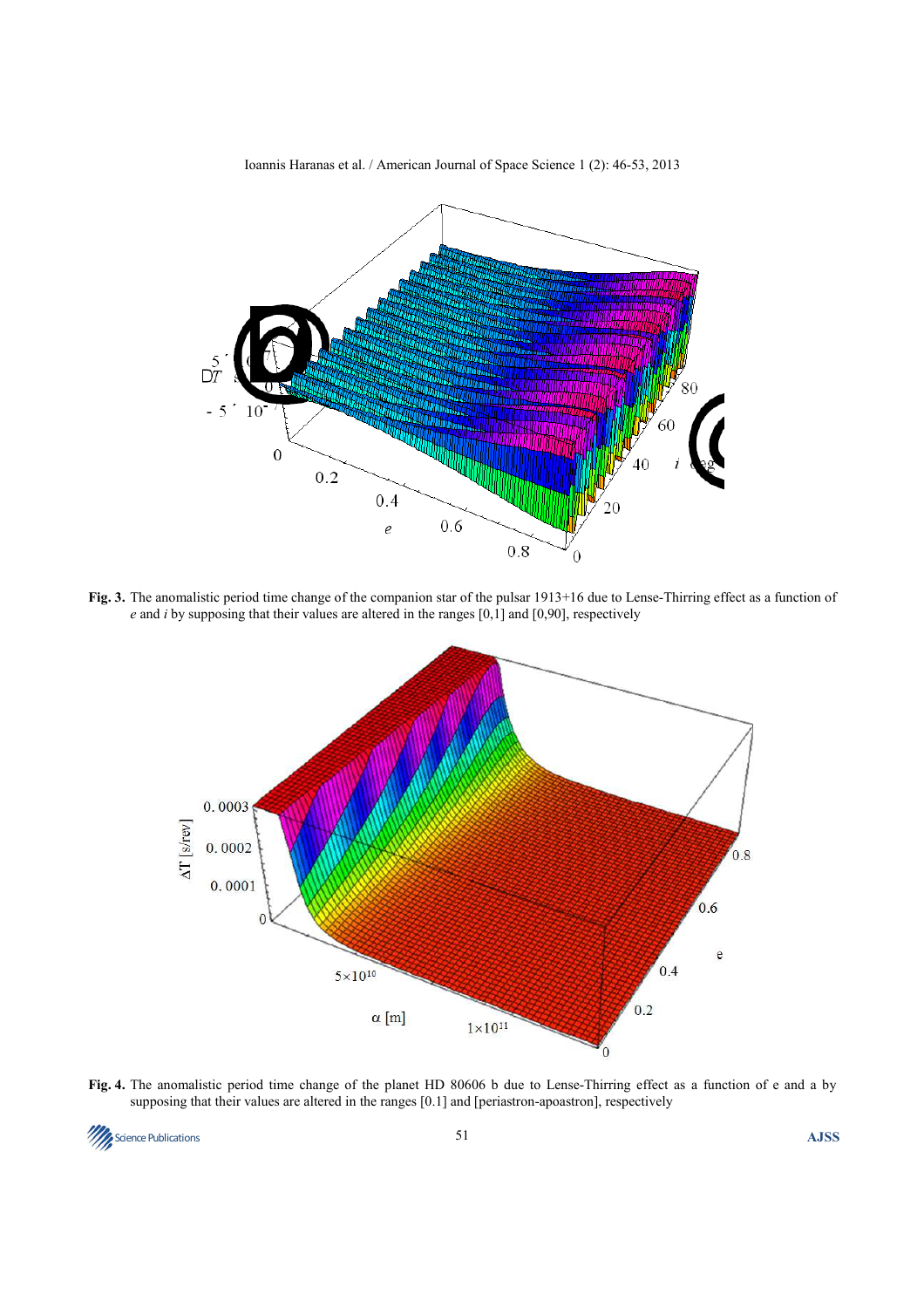**Fig. 3.** The anomalistic period time change of the companion star of the pulsar 1913+16 due to Lense-Thirring effect as a function of *e* and *i* by supposing that their values are altered in the ranges [0,1] and [0,90], respectively

**Fig. 4.** The anomalistic period time change of the planet HD 80606 b due to Lense-Thirring effect as a function of e and a by supposing that their values are altered in the ranges [0.1] and [periastron-apoastron], respectively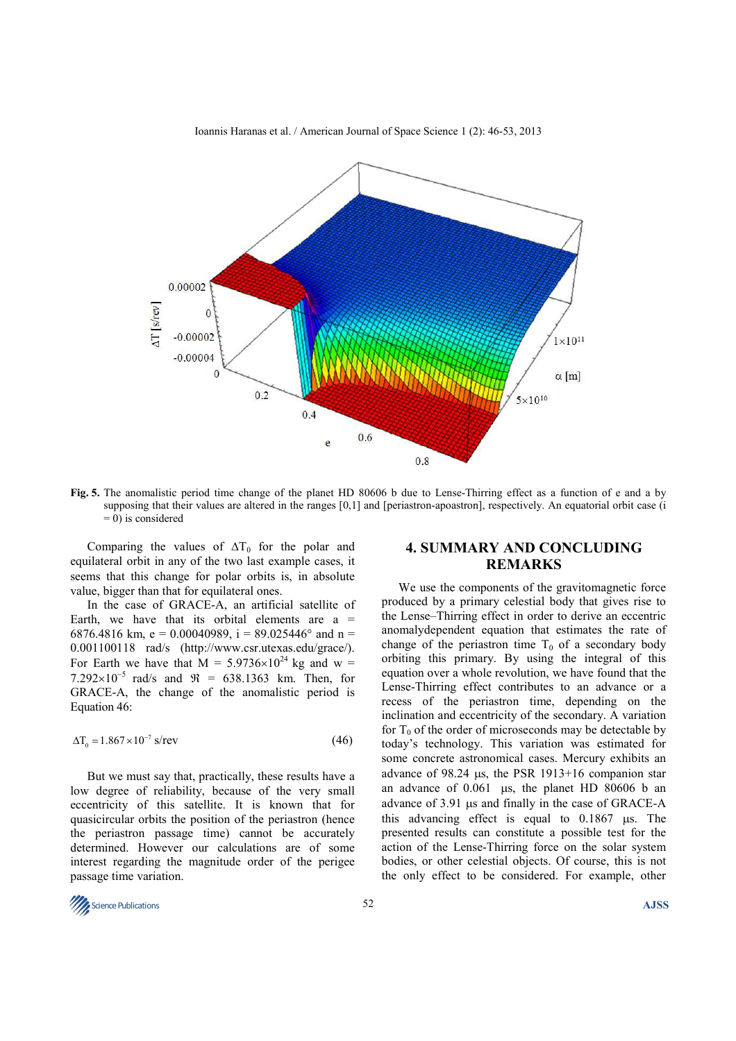Fig. 5. The anomalistic period time change of the planet HD 80606 b due to Lense-Thirring effect as a function of e and a by supposing that their values are altered in the ranges [0,1] and [periastron-apoastron], respectively. An equatorial orbit case (i = 0) is considered

Comparing the values of $\Delta T_0$ for the polar and equilateral orbit in any of the two last example cases, it seems that this change for polar orbits is, in absolute value, bigger than that for equilateral ones.

In the case of GRACE-A, an artificial satellite of Earth, we have that its orbital elements are a = 6876.4816 km, e = 0.00040989, i = 89.025446° and n = 0.001100118 rad/s (http://www.csr.utexas.edu/grace/). For Earth we have that M = $5.9736\times10^{24}$ kg and w = $7.292\times10^{-5}$ rad/s and $\Re$ = 638.1363 km. Then, for GRACE-A, the change of the anomalistic period is Equation 46:

$$\Delta T_0 = 1.867\times10^{-7} \text{ s/rev} \tag{46}$$

But we must say that, practically, these results have a low degree of reliability, because of the very small eccentricity of this satellite. It is known that for quasicircular orbits the position of the periastron (hence the periastron passage time) cannot be accurately determined. However our calculations are of some interest regarding the magnitude order of the perigee passage time variation.

## 4. SUMMARY AND CONCLUDING REMARKS

We use the components of the gravitomagnetic force produced by a primary celestial body that gives rise to the Lense–Thirring effect in order to derive an eccentric anomalydependent equation that estimates the rate of change of the periastron time $T_0$ of a secondary body orbiting this primary. By using the integral of this equation over a whole revolution, we have found that the Lense-Thirring effect contributes to an advance or a recess of the periastron time, depending on the inclination and eccentricity of the secondary. A variation for $T_0$ of the order of microseconds may be detectable by today's technology. This variation was estimated for some concrete astronomical cases. Mercury exhibits an advance of 98.24 μs, the PSR 1913+16 companion star an advance of 0.061 μs, the planet HD 80606 b an advance of 3.91 μs and finally in the case of GRACE-A this advancing effect is equal to 0.1867 μs. The presented results can constitute a possible test for the action of the Lense-Thirring force on the solar system bodies, or other celestial objects. Of course, this is not the only effect to be considered. For example, other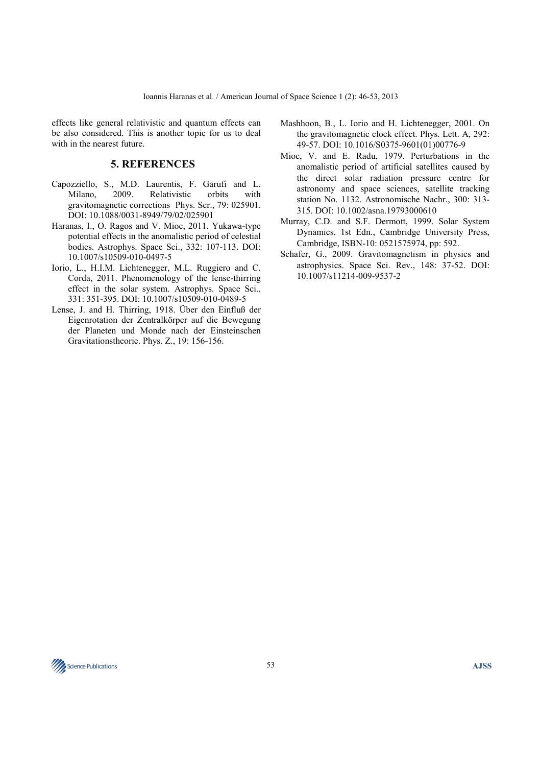effects like general relativistic and quantum effects can be also considered. This is another topic for us to deal with in the nearest future.

## 5. REFERENCES

Capozziello, S., M.D. Laurentis, F. Garufi and L. Milano, 2009. Relativistic orbits with gravitomagnetic corrections Phys. Scr., 79: 025901. DOI: 10.1088/0031-8949/79/02/025901

Haranas, I., O. Ragos and V. Mioc, 2011. Yukawa-type potential effects in the anomalistic period of celestial bodies. Astrophys. Space Sci., 332: 107-113. DOI: 10.1007/s10509-010-0497-5

Iorio, L., H.I.M. Lichtenegger, M.L. Ruggiero and C. Corda, 2011. Phenomenology of the lense-thirring effect in the solar system. Astrophys. Space Sci., 331: 351-395. DOI: 10.1007/s10509-010-0489-5

Lense, J. and H. Thirring, 1918. Über den Einfluß der Eigenrotation der Zentralkörper auf die Bewegung der Planeten und Monde nach der Einsteinschen Gravitationstheorie. Phys. Z., 19: 156-156.

Mashhoon, B., L. Iorio and H. Lichtenegger, 2001. On the gravitomagnetic clock effect. Phys. Lett. A, 292: 49-57. DOI: 10.1016/S0375-9601(01)00776-9

Mioc, V. and E. Radu, 1979. Perturbations in the anomalistic period of artificial satellites caused by the direct solar radiation pressure centre for astronomy and space sciences, satellite tracking station No. 1132. Astronomische Nachr., 300: 313-315. DOI: 10.1002/asna.19793000610

Murray, C.D. and S.F. Dermott, 1999. Solar System Dynamics. 1st Edn., Cambridge University Press, Cambridge, ISBN-10: 0521575974, pp: 592.

Schafer, G., 2009. Gravitomagnetism in physics and astrophysics. Space Sci. Rev., 148: 37-52. DOI: 10.1007/s11214-009-9537-2